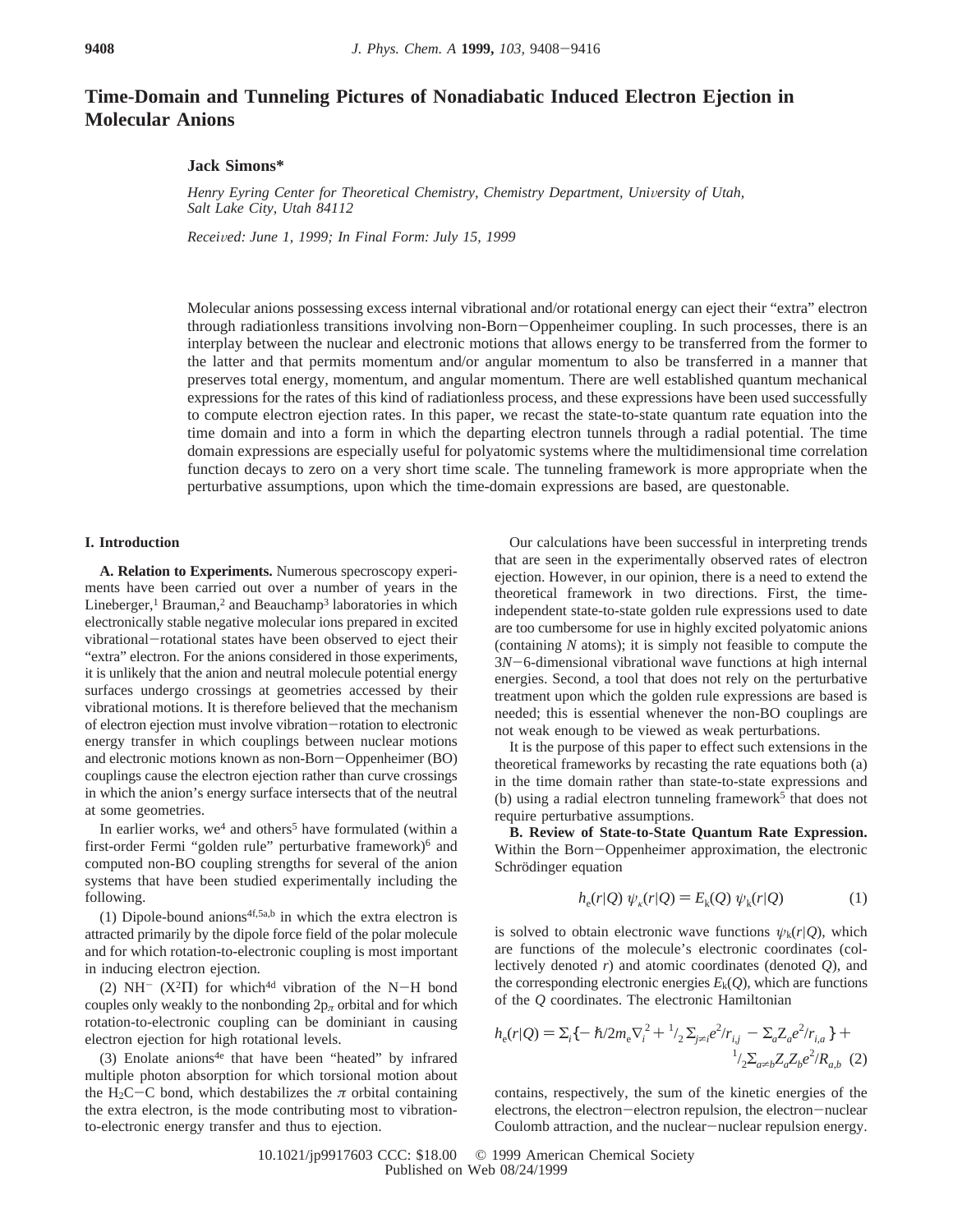# Time-Domain and Tunneling Pictures of Nonadiabatic Induced Electron Ejection in Molecular Anions

**Jack Simons***

*Henry Eyring Center for Theoretical Chemistry, Chemistry Department, University of Utah, Salt Lake City, Utah 84112*

*Received: June 1, 1999; In Final Form: July 15, 1999*

Molecular anions possessing excess internal vibrational and/or rotational energy can eject their "extra" electron through radiationless transitions involving non-Born–Oppenheimer coupling. In such processes, there is an interplay between the nuclear and electronic motions that allows energy to be transferred from the former to the latter and that permits momentum and/or angular momentum to also be transferred in a manner that preserves total energy, momentum, and angular momentum. There are well established quantum mechanical expressions for the rates of this kind of radiationless process, and these expressions have been used successfully to compute electron ejection rates. In this paper, we recast the state-to-state quantum rate equation into the time domain and into a form in which the departing electron tunnels through a radial potential. The time domain expressions are especially useful for polyatomic systems where the multidimensional time correlation function decays to zero on a very short time scale. The tunneling framework is more appropriate when the perturbative assumptions, upon which the time-domain expressions are based, are questionable.

## I. Introduction

**A. Relation to Experiments.** Numerous specroscopy experiments have been carried out over a number of years in the Lineberger,[1] Brauman,[2] and Beauchamp[3] laboratories in which electronically stable negative molecular ions prepared in excited vibrational–rotational states have been observed to eject their "extra" electron. For the anions considered in those experiments, it is unlikely that the anion and neutral molecule potential energy surfaces undergo crossings at geometries accessed by their vibrational motions. It is therefore believed that the mechanism of electron ejection must involve vibration–rotation to electronic energy transfer in which couplings between nuclear motions and electronic motions known as non-Born–Oppenheimer (BO) couplings cause the electron ejection rather than curve crossings in which the anion's energy surface intersects that of the neutral at some geometries.

In earlier works, we[4] and others[5] have formulated (within a first-order Fermi "golden rule" perturbative framework)[6] and computed non-BO coupling strengths for several of the anion systems that have been studied experimentally including the following.

(1) Dipole-bound anions[4f,5a,b] in which the extra electron is attracted primarily by the dipole force field of the polar molecule and for which rotation-to-electronic coupling is most important in inducing electron ejection.

(2) $NH^-$ ($X^2\Pi$) for which[4d] vibration of the N–H bond couples only weakly to the nonbonding $2p_\pi$ orbital and for which rotation-to-electronic coupling can be dominiant in causing electron ejection for high rotational levels.

(3) Enolate anions[4e] that have been "heated" by infrared multiple photon absorption for which torsional motion about the $H_2C$–C bond, which destabilizes the $\pi$ orbital containing the extra electron, is the mode contributing most to vibration-to-electronic energy transfer and thus to ejection.

Our calculations have been successful in interpreting trends that are seen in the experimentally observed rates of electron ejection. However, in our opinion, there is a need to extend the theoretical framework in two directions. First, the time-independent state-to-state golden rule expressions used to date are too cumbersome for use in highly excited polyatomic anions (containing $N$ atoms); it is simply not feasible to compute the $3N-6$-dimensional vibrational wave functions at high internal energies. Second, a tool that does not rely on the perturbative treatment upon which the golden rule expressions are based is needed; this is essential whenever the non-BO couplings are not weak enough to be viewed as weak perturbations.

It is the purpose of this paper to effect such extensions in the theoretical frameworks by recasting the rate equations both (a) in the time domain rather than state-to-state expressions and (b) using a radial electron tunneling framework[5] that does not require perturbative assumptions.

**B. Review of State-to-State Quantum Rate Expression.** Within the Born–Oppenheimer approximation, the electronic Schrödinger equation

$$h_e(r|Q)\ \psi_\kappa(r|Q) = E_k(Q)\ \psi_k(r|Q) \qquad (1)$$

is solved to obtain electronic wave functions $\psi_k(r|Q)$, which are functions of the molecule's electronic coordinates (collectively denoted $r$) and atomic coordinates (denoted $Q$), and the corresponding electronic energies $E_k(Q)$, which are functions of the $Q$ coordinates. The electronic Hamiltonian

$$h_e(r|Q) = \Sigma_i\{-\hbar/2m_e\nabla_i^{\,2} + {}^1/_2\,\Sigma_{j\neq i}e^2/r_{i,j} - \Sigma_a Z_a e^2/r_{i,a}\} + {}^1/_2\Sigma_{a\neq b}Z_aZ_be^2/R_{a,b} \qquad (2)$$

contains, respectively, the sum of the kinetic energies of the electrons, the electron–electron repulsion, the electron–nuclear Coulomb attraction, and the nuclear–nuclear repulsion energy.

10.1021/jp9917603 CCC: $18.00 © 1999 American Chemical Society
Published on Web 08/24/1999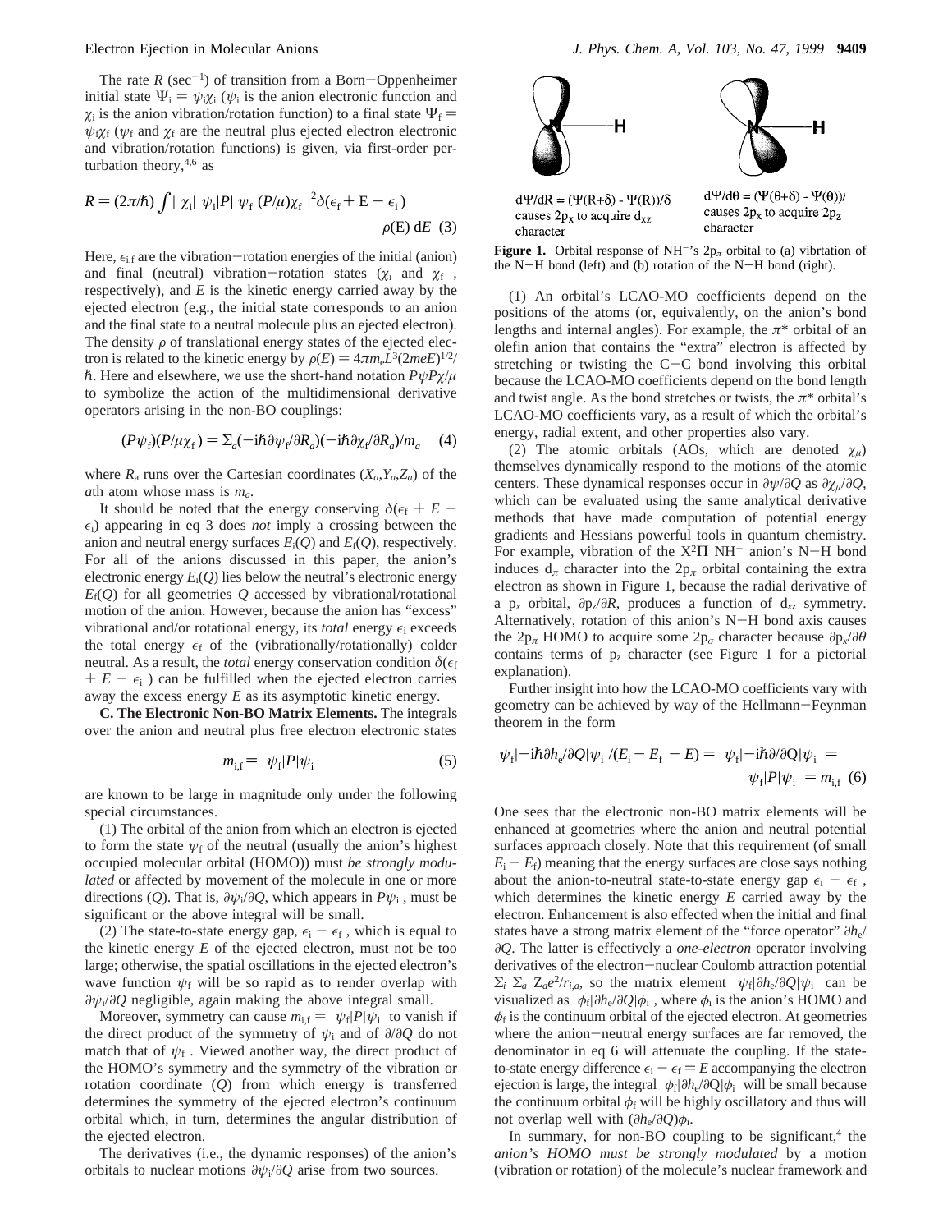The rate $R$ (sec$^{-1}$) of transition from a Born–Oppenheimer initial state $\Psi_i = \psi_i\chi_i$ ($\psi_i$ is the anion electronic function and $\chi_i$ is the anion vibration/rotation function) to a final state $\Psi_f = \psi_f\chi_f$ ($\psi_f$ and $\chi_f$ are the neutral plus ejected electron electronic and vibration/rotation functions) is given, via first-order perturbation theory,[4,6] as

$$R = (2\pi/\hbar) \int |\langle \chi_i| \langle \psi_i|P| \psi_f\rangle (P/\mu)\chi_f\rangle|^2 \delta(\epsilon_f + E - \epsilon_i)\, \rho(E)\, dE \quad (3)$$

Here, $\epsilon_{i,f}$ are the vibration–rotation energies of the initial (anion) and final (neutral) vibration–rotation states ($\chi_i$ and $\chi_f$, respectively), and $E$ is the kinetic energy carried away by the ejected electron (e.g., the initial state corresponds to an anion and the final state to a neutral molecule plus an ejected electron). The density $\rho$ of translational energy states of the ejected electron is related to the kinetic energy by $\rho(E) = 4\pi m_e L^3(2meE)^{1/2}/\hbar$. Here and elsewhere, we use the short-hand notation $P\psi P\chi/\mu$ to symbolize the action of the multidimensional derivative operators arising in the non-BO couplings:

$$(P\psi_f)(P/\mu\chi_f) = \Sigma_a(-i\hbar\partial\psi_f/\partial R_a)(-i\hbar\partial\chi_f/\partial R_a)/m_a \quad (4)$$

where $R_a$ runs over the Cartesian coordinates $(X_a,Y_a,Z_a)$ of the $a$th atom whose mass is $m_a$.

It should be noted that the energy conserving $\delta(\epsilon_f + E - \epsilon_i)$ appearing in eq 3 does *not* imply a crossing between the anion and neutral energy surfaces $E_i(Q)$ and $E_f(Q)$, respectively. For all of the anions discussed in this paper, the anion's electronic energy $E_i(Q)$ lies below the neutral's electronic energy $E_f(Q)$ for all geometries $Q$ accessed by vibrational/rotational motion of the anion. However, because the anion has "excess" vibrational and/or rotational energy, its *total* energy $\epsilon_i$ exceeds the total energy $\epsilon_f$ of the (vibrationally/rotationally) colder neutral. As a result, the *total* energy conservation condition $\delta(\epsilon_f + E - \epsilon_i)$ can be fulfilled when the ejected electron carries away the excess energy $E$ as its asymptotic kinetic energy.

**C. The Electronic Non-BO Matrix Elements.** The integrals over the anion and neutral plus free electron electronic states

$$m_{i,f} = \langle \psi_f|P|\psi_i\rangle \quad (5)$$

are known to be large in magnitude only under the following special circumstances.

(1) The orbital of the anion from which an electron is ejected to form the state $\psi_f$ of the neutral (usually the anion's highest occupied molecular orbital (HOMO)) must *be strongly modulated* or affected by movement of the molecule in one or more directions ($Q$). That is, $\partial\psi_i/\partial Q$, which appears in $P\psi_i$, must be significant or the above integral will be small.

(2) The state-to-state energy gap, $\epsilon_i - \epsilon_f$, which is equal to the kinetic energy $E$ of the ejected electron, must not be too large; otherwise, the spatial oscillations in the ejected electron's wave function $\psi_f$ will be so rapid as to render overlap with $\partial\psi_i/\partial Q$ negligible, again making the above integral small.

Moreover, symmetry can cause $m_{i,f} = \langle \psi_f|P|\psi_i\rangle$ to vanish if the direct product of the symmetry of $\psi_i$ and of $\partial/\partial Q$ do not match that of $\psi_f$. Viewed another way, the direct product of the HOMO's symmetry and the symmetry of the vibration or rotation coordinate ($Q$) from which energy is transferred determines the symmetry of the ejected electron's continuum orbital which, in turn, determines the angular distribution of the ejected electron.

The derivatives (i.e., the dynamic responses) of the anion's orbitals to nuclear motions $\partial\psi_i/\partial Q$ arise from two sources.

$d\Psi/dR = (\Psi(R+\delta) - \Psi(R))/\delta$ causes $2p_x$ to acquire $d_{xz}$ character

$d\Psi/d\theta = (\Psi(\theta+\delta) - \Psi(\theta))/\delta$ causes $2p_x$ to acquire $2p_z$ character

**Figure 1.** Orbital response of $NH^-$'s $2p_\pi$ orbital to (a) vibrtation of the N–H bond (left) and (b) rotation of the N–H bond (right).

(1) An orbital's LCAO-MO coefficients depend on the positions of the atoms (or, equivalently, on the anion's bond lengths and internal angles). For example, the $\pi^*$ orbital of an olefin anion that contains the "extra" electron is affected by stretching or twisting the C–C bond involving this orbital because the LCAO-MO coefficients depend on the bond length and twist angle. As the bond stretches or twists, the $\pi^*$ orbital's LCAO-MO coefficients vary, as a result of which the orbital's energy, radial extent, and other properties also vary.

(2) The atomic orbitals (AOs, which are denoted $\chi_\mu$) themselves dynamically respond to the motions of the atomic centers. These dynamical responses occur in $\partial\psi/\partial Q$ as $\partial\chi_\mu/\partial Q$, which can be evaluated using the same analytical derivative methods that have made computation of potential energy gradients and Hessians powerful tools in quantum chemistry. For example, vibration of the $X^2\Pi$ $NH^-$ anion's N–H bond induces $d_\pi$ character into the $2p_\pi$ orbital containing the extra electron as shown in Figure 1, because the radial derivative of a $p_x$ orbital, $\partial p_z/\partial R$, produces a function of $d_{xz}$ symmetry. Alternatively, rotation of this anion's N–H bond axis causes the $2p_\pi$ HOMO to acquire some $2p_\sigma$ character because $\partial p_x/\partial\theta$ contains terms of $p_z$ character (see Figure 1 for a pictorial explanation).

Further insight into how the LCAO-MO coefficients vary with geometry can be achieved by way of the Hellmann–Feynman theorem in the form

$$\langle \psi_f|-i\hbar\partial h_e/\partial Q|\psi_i\rangle /(E_i - E_f - E) = \langle \psi_f|-i\hbar\partial/\partial Q|\psi_i\rangle = \langle \psi_f|P|\psi_i\rangle = m_{i,f} \quad (6)$$

One sees that the electronic non-BO matrix elements will be enhanced at geometries where the anion and neutral potential surfaces approach closely. Note that this requirement (of small $E_i - E_f$) meaning that the energy surfaces are close says nothing about the anion-to-neutral state-to-state energy gap $\epsilon_i - \epsilon_f$, which determines the kinetic energy $E$ carried away by the electron. Enhancement is also effected when the initial and final states have a strong matrix element of the "force operator" $\partial h_e/\partial Q$. The latter is effectively a *one-electron* operator involving derivatives of the electron–nuclear Coulomb attraction potential $\Sigma_i \Sigma_a Z_a e^2/r_{i,a}$, so the matrix element $\langle \psi_f|\partial h_e/\partial Q|\psi_i\rangle$ can be visualized as $\langle \phi_f|\partial h_e/\partial Q|\phi_i\rangle$, where $\phi_i$ is the anion's HOMO and $\phi_f$ is the continuum orbital of the ejected electron. At geometries where the anion–neutral energy surfaces are far removed, the denominator in eq 6 will attenuate the coupling. If the state-to-state energy difference $\epsilon_i - \epsilon_f = E$ accompanying the electron ejection is large, the integral $\langle \phi_f|\partial h_e/\partial Q|\phi_i\rangle$ will be small because the continuum orbital $\phi_f$ will be highly oscillatory and thus will not overlap well with $(\partial h_e/\partial Q)\phi_i$.

In summary, for non-BO coupling to be significant,[4] the *anion's HOMO must be strongly modulated* by a motion (vibration or rotation) of the molecule's nuclear framework and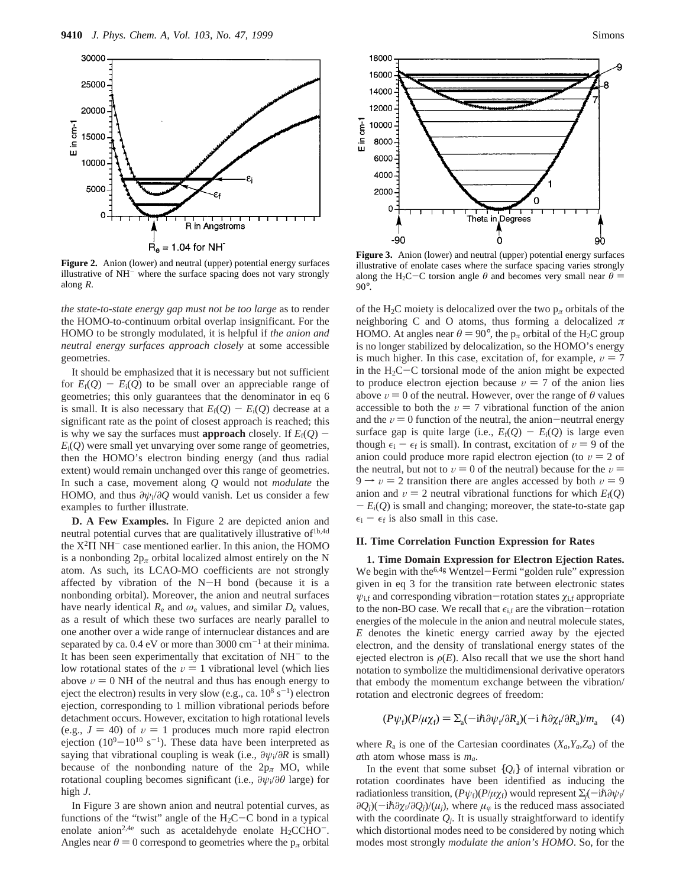**Figure 2.** Anion (lower) and neutral (upper) potential energy surfaces illustrative of $NH^-$ where the surface spacing does not vary strongly along $R$.

*the state-to-state energy gap must not be too large* as to render the HOMO-to-continuum orbital overlap insignificant. For the HOMO to be strongly modulated, it is helpful if *the anion and neutral energy surfaces approach closely* at some accessible geometries.

It should be emphasized that it is necessary but not sufficient for $E_f(Q) - E_i(Q)$ to be small over an appreciable range of geometries; this only guarantees that the denominator in eq 6 is small. It is also necessary that $E_f(Q) - E_i(Q)$ decrease at a significant rate as the point of closest approach is reached; this is why we say the surfaces must **approach** closely. If $E_f(Q) - E_i(Q)$ were small yet unvarying over some range of geometries, then the HOMO's electron binding energy (and thus radial extent) would remain unchanged over this range of geometries. In such a case, movement along $Q$ would not *modulate* the HOMO, and thus $\partial\psi_i/\partial Q$ would vanish. Let us consider a few examples to further illustrate.

**D. A Few Examples.** In Figure 2 are depicted anion and neutral potential curves that are qualitatively illustrative of[1b,4d] the $X^2\Pi$ $NH^-$ case mentioned earlier. In this anion, the HOMO is a nonbonding $2p_\pi$ orbital localized almost entirely on the N atom. As such, its LCAO-MO coefficients are not strongly affected by vibration of the N−H bond (because it is a nonbonding orbital). Moreover, the anion and neutral surfaces have nearly identical $R_e$ and $\omega_e$ values, and similar $D_e$ values, as a result of which these two surfaces are nearly parallel to one another over a wide range of internuclear distances and are separated by ca. 0.4 eV or more than 3000 cm$^{-1}$ at their minima. It has been seen experimentally that excitation of $NH^-$ to the low rotational states of the $v = 1$ vibrational level (which lies above $v = 0$ NH of the neutral and thus has enough energy to eject the electron) results in very slow (e.g., ca. $10^8$ s$^{-1}$) electron ejection, corresponding to 1 million vibrational periods before detachment occurs. However, excitation to high rotational levels (e.g., $J = 40$) of $v = 1$ produces much more rapid electron ejection ($10^9$−$10^{10}$ s$^{-1}$). These data have been interpreted as saying that vibrational coupling is weak (i.e., $\partial\psi_i/\partial R$ is small) because of the nonbonding nature of the $2p_\pi$ MO, while rotational coupling becomes significant (i.e., $\partial\psi_i/\partial\theta$ large) for high $J$.

In Figure 3 are shown anion and neutral potential curves, as functions of the "twist" angle of the $H_2C$−C bond in a typical enolate anion[2,4e] such as acetaldehyde enolate $H_2CCHO^-$. Angles near $\theta = 0$ correspond to geometries where the $p_\pi$ orbital

**Figure 3.** Anion (lower) and neutral (upper) potential energy surfaces illustrative of enolate cases where the surface spacing varies strongly along the $H_2C$−C torsion angle $\theta$ and becomes very small near $\theta = 90°$.

of the $H_2C$ moiety is delocalized over the two $p_\pi$ orbitals of the neighboring C and O atoms, thus forming a delocalized $\pi$ HOMO. At angles near $\theta = 90°$, the $p_\pi$ orbital of the $H_2C$ group is no longer stabilized by delocalization, so the HOMO's energy is much higher. In this case, excitation of, for example, $v = 7$ in the $H_2C$−C torsional mode of the anion might be expected to produce electron ejection because $v = 7$ of the anion lies above $v = 0$ of the neutral. However, over the range of $\theta$ values accessible to both the $v = 7$ vibrational function of the anion and the $v = 0$ function of the neutral, the anion−neutrral energy surface gap is quite large (i.e., $E_f(Q) - E_i(Q)$ is large even though $\epsilon_i - \epsilon_f$ is small). In contrast, excitation of $v = 9$ of the anion could produce more rapid electron ejection (to $v = 2$ of the neutral, but not to $v = 0$ of the neutral) because for the $v = 9 \rightarrow v = 2$ transition there are angles accessed by both $v = 9$ anion and $v = 2$ neutral vibrational functions for which $E_f(Q) - E_i(Q)$ is small and changing; moreover, the state-to-state gap $\epsilon_i - \epsilon_f$ is also small in this case.

## II. Time Correlation Function Expression for Rates

**1. Time Domain Expression for Electron Ejection Rates.** We begin with the[6,4g] Wentzel−Fermi "golden rule" expression given in eq 3 for the transition rate between electronic states $\psi_{i,f}$ and corresponding vibration−rotation states $\chi_{i,f}$ appropriate to the non-BO case. We recall that $\epsilon_{i,f}$ are the vibration−rotation energies of the molecule in the anion and neutral molecule states, $E$ denotes the kinetic energy carried away by the ejected electron, and the density of translational energy states of the ejected electron is $\rho(E)$. Also recall that we use the short hand notation to symbolize the multidimensional derivative operators that embody the momentum exchange between the vibration/rotation and electronic degrees of freedom:

$$(P\psi_f)(P/\mu\chi_f) = \Sigma_a(-i\hbar\partial\psi_f/\partial R_a)(-i\hbar\partial\chi_f/\partial R_a)/m_a \quad (4)$$

where $R_a$ is one of the Cartesian coordinates ($X_a, Y_a, Z_a$) of the $a$th atom whose mass is $m_a$.

In the event that some subset $\{Q_i\}$ of internal vibration or rotation coordinates have been identified as inducing the radiationless transition, $(P\psi_f)(P/\mu\chi_f)$ would represent $\Sigma_j(-i\hbar\partial\psi_f/\partial Q_j)(-i\hbar\partial\chi_f/\partial Q_j)/(\mu_j)$, where $\mu_j$ is the reduced mass associated with the coordinate $Q_j$. It is usually straightforward to identify which distortional modes need to be considered by noting which modes most strongly *modulate the anion's HOMO*. So, for the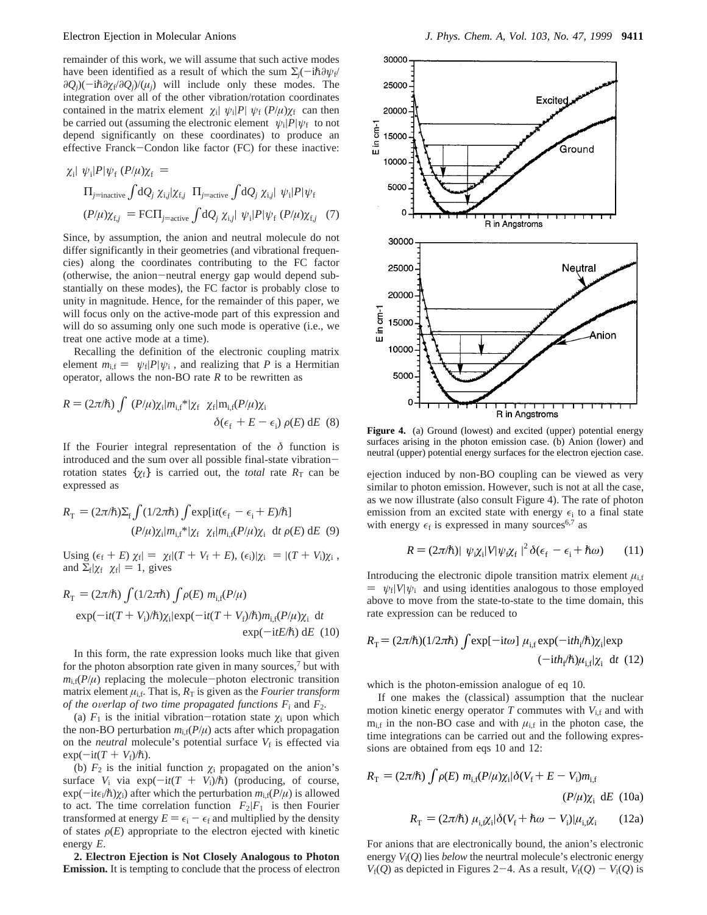remainder of this work, we will assume that such active modes have been identified as a result of which the sum $\Sigma_j(-i\hbar\partial\psi_f/\partial Q_j)(-i\hbar\partial\chi_f/\partial Q_j)/(\mu_j)$ will include only these modes. The integration over all of the other vibration/rotation coordinates contained in the matrix element $\langle\chi_i|\langle\psi_i|P|\psi_f\rangle(P/\mu)\chi_f\rangle$ can then be carried out (assuming the electronic element $\langle\psi_i|P|\psi_f\rangle$ to not depend significantly on these coordinates) to produce an effective Franck−Condon like factor (FC) for these inactive:

$$\langle\chi_i|\langle\psi_i|P|\psi_f\rangle(P/\mu)\chi_f\rangle = \Pi_{j=\text{inactive}}\int dQ_j\,\chi_{i,j}|\chi_{f,j}\rangle\,\Pi_{j=\text{active}}\int dQ_j\,\chi_{i,j}|\langle\psi_i|P|\psi_f\rangle(P/\mu)\chi_{f,j}\rangle = \text{FC}\,\Pi_{j=\text{active}}\int dQ_j\,\chi_{i,j}|\langle\psi_i|P|\psi_f\rangle(P/\mu)\chi_{f,j}\rangle \quad (7)$$

Since, by assumption, the anion and neutral molecule do not differ significantly in their geometries (and vibrational frequencies) along the coordinates contributing to the FC factor (otherwise, the anion−neutral energy gap would depend substantially on these modes), the FC factor is probably close to unity in magnitude. Hence, for the remainder of this paper, we will focus only on the active-mode part of this expression and will do so assuming only one such mode is operative (i.e., we treat one active mode at a time).

Recalling the definition of the electronic coupling matrix element $m_{i,f} = \langle\psi_f|P|\psi_i\rangle$, and realizing that $P$ is a Hermitian operator, allows the non-BO rate $R$ to be rewritten as

$$R = (2\pi/\hbar)\int\langle(P/\mu)\chi_i|m_{i,f}^*|\chi_f\rangle\langle\chi_f|m_{i,f}(P/\mu)\chi_i\rangle\,\delta(\epsilon_f + E - \epsilon_i)\,\rho(E)\,dE \quad (8)$$

If the Fourier integral representation of the $\delta$ function is introduced and the sum over all possible final-state vibration−rotation states $\{\chi_f\}$ is carried out, the *total* rate $R_T$ can be expressed as

$$R_T = (2\pi/\hbar)\Sigma_f\int(1/2\pi\hbar)\int\exp[it(\epsilon_f - \epsilon_i + E)/\hbar]\,\langle(P/\mu)\chi_i|m_{i,f}^*|\chi_f\rangle\langle\chi_f|m_{i,f}(P/\mu)\chi_i\rangle\,dt\,\rho(E)\,dE \quad (9)$$

Using $(\epsilon_f + E)\langle\chi_f| = \langle\chi_f|(T + V_f + E)$, $(\epsilon_i)|\chi_i\rangle = |(T + V_i)\chi_i\rangle$, and $\Sigma_f|\chi_f\rangle\langle\chi_f| = 1$, gives

$$R_T = (2\pi/\hbar)\int(1/2\pi\hbar)\int\rho(E)\,\langle m_{i,f}(P/\mu)\exp(-it(T + V_i)/\hbar)\chi_i|\exp(-it(T + V_f)/\hbar)m_{i,f}(P/\mu)\chi_i\rangle\,dt\,\exp(-itE/\hbar)\,dE \quad (10)$$

In this form, the rate expression looks much like that given for the photon absorption rate given in many sources,[7] but with $m_{i,f}(P/\mu)$ replacing the molecule−photon electronic transition matrix element $\mu_{i,f}$. That is, $R_T$ is given as the *Fourier transform of the overlap of two time propagated functions* $F_1$ and $F_2$.

(a) $F_1$ is the initial vibration−rotation state $\chi_i$ upon which the non-BO perturbation $m_{i,f}(P/\mu)$ acts after which propagation on the *neutral* molecule's potential surface $V_f$ is effected via $\exp(-it(T + V_f)/\hbar)$.

(b) $F_2$ is the initial function $\chi_i$ propagated on the anion's surface $V_i$ via $\exp(-it(T + V_i)/\hbar)$ (producing, of course, $\exp(-it\epsilon_i/\hbar)\chi_i$) after which the perturbation $m_{i,f}(P/\mu)$ is allowed to act. The time correlation function $\langle F_2|F_1\rangle$ is then Fourier transformed at energy $E = \epsilon_i - \epsilon_f$ and multiplied by the density of states $\rho(E)$ appropriate to the electron ejected with kinetic energy $E$.

**2. Electron Ejection is Not Closely Analogous to Photon Emission.** It is tempting to conclude that the process of electron ejection induced by non-BO coupling can be viewed as very similar to photon emission. However, such is not at all the case, as we now illustrate (also consult Figure 4). The rate of photon emission from an excited state with energy $\epsilon_i$ to a final state with energy $\epsilon_f$ is expressed in many sources[6,7] as

**Figure 4.** (a) Ground (lowest) and excited (upper) potential energy surfaces arising in the photon emission case. (b) Anion (lower) and neutral (upper) potential energy surfaces for the electron ejection case.

$$R = (2\pi/\hbar)|\langle\psi_i\chi_i|V|\psi_f\chi_f\rangle|^2\,\delta(\epsilon_f - \epsilon_i + \hbar\omega) \quad (11)$$

Introducing the electronic dipole transition matrix element $\mu_{i,f} = \langle\psi_f|V|\psi_i\rangle$ and using identities analogous to those employed above to move from the state-to-state to the time domain, this rate expression can be reduced to

$$R_T = (2\pi/\hbar)(1/2\pi\hbar)\int\exp[-it\omega]\,\langle\mu_{i,f}\exp(-ith_i/\hbar)\chi_i|\exp(-ith_f/\hbar)\mu_{i,f}|\chi_i\rangle\,dt \quad (12)$$

which is the photon-emission analogue of eq 10.

If one makes the (classical) assumption that the nuclear motion kinetic energy operator $T$ commutes with $V_{i,f}$ and with $m_{i,f}$ in the non-BO case and with $\mu_{i,f}$ in the photon case, the time integrations can be carried out and the following expressions are obtained from eqs 10 and 12:

$$R_T = (2\pi/\hbar)\int\rho(E)\,\langle m_{i,f}(P/\mu)\chi_i|\delta(V_f + E - V_i)m_{i,f}(P/\mu)\chi_i\rangle\,dE \quad (10a)$$

$$R_T = (2\pi/\hbar)\,\langle\mu_{i,f}\chi_i|\delta(V_f + \hbar\omega - V_i)|\mu_{i,f}\chi_i\rangle \quad (12a)$$

For anions that are electronically bound, the anion's electronic energy $V_i(Q)$ lies *below* the neutral molecule's electronic energy $V_f(Q)$ as depicted in Figures 2−4. As a result, $V_f(Q) - V_i(Q)$ is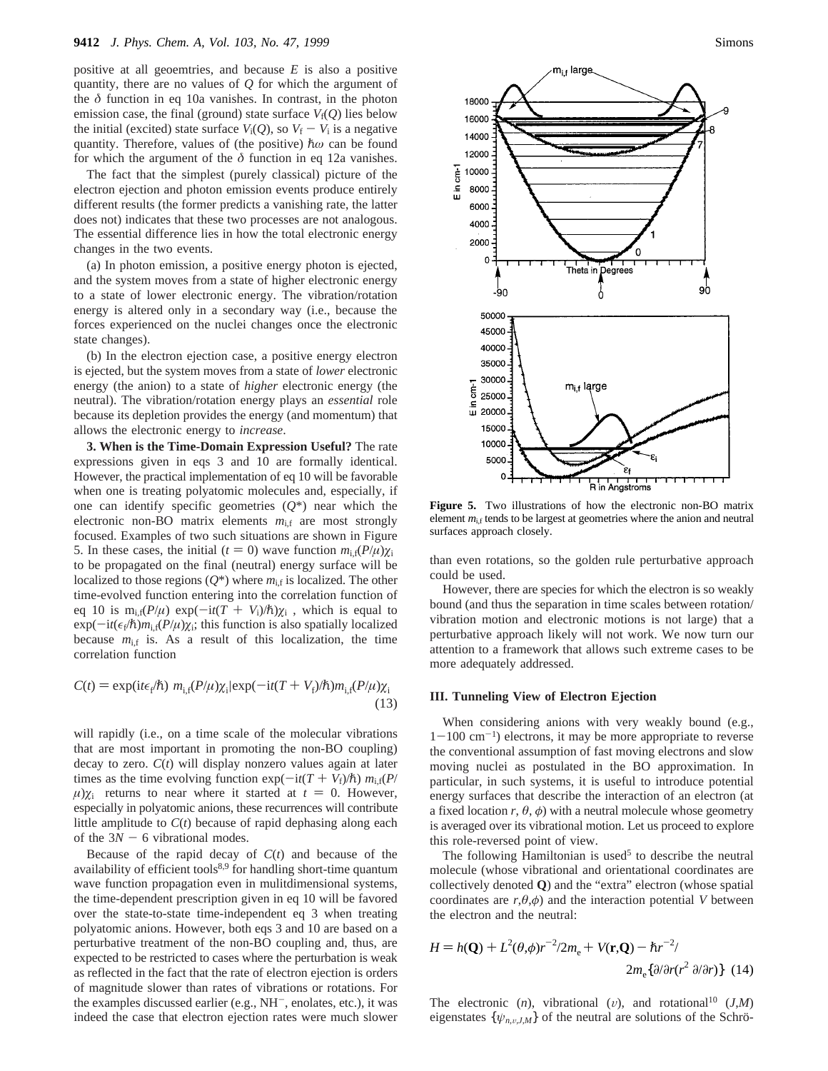positive at all geoemtries, and because $E$ is also a positive quantity, there are no values of $Q$ for which the argument of the $\delta$ function in eq 10a vanishes. In contrast, in the photon emission case, the final (ground) state surface $V_f(Q)$ lies below the initial (excited) state surface $V_i(Q)$, so $V_f - V_i$ is a negative quantity. Therefore, values of (the positive) $\hbar\omega$ can be found for which the argument of the $\delta$ function in eq 12a vanishes.

The fact that the simplest (purely classical) picture of the electron ejection and photon emission events produce entirely different results (the former predicts a vanishing rate, the latter does not) indicates that these two processes are not analogous. The essential difference lies in how the total electronic energy changes in the two events.

(a) In photon emission, a positive energy photon is ejected, and the system moves from a state of higher electronic energy to a state of lower electronic energy. The vibration/rotation energy is altered only in a secondary way (i.e., because the forces experienced on the nuclei changes once the electronic state changes).

(b) In the electron ejection case, a positive energy electron is ejected, but the system moves from a state of *lower* electronic energy (the anion) to a state of *higher* electronic energy (the neutral). The vibration/rotation energy plays an *essential* role because its depletion provides the energy (and momentum) that allows the electronic energy to *increase*.

**3. When is the Time-Domain Expression Useful?** The rate expressions given in eqs 3 and 10 are formally identical. However, the practical implementation of eq 10 will be favorable when one is treating polyatomic molecules and, especially, if one can identify specific geometries ($Q^*$) near which the electronic non-BO matrix elements $m_{i,f}$ are most strongly focused. Examples of two such situations are shown in Figure 5. In these cases, the initial ($t = 0$) wave function $m_{i,f}(P/\mu)\chi_i$ to be propagated on the final (neutral) energy surface will be localized to those regions ($Q^*$) where $m_{i,f}$ is localized. The other time-evolved function entering into the correlation function of eq 10 is $m_{i,f}(P/\mu)\exp(-it(T + V_i)/\hbar)\chi_i$, which is equal to $\exp(-it(\epsilon_f/\hbar)m_{i,f}(P/\mu)\chi_i$; this function is also spatially localized because $m_{i,f}$ is. As a result of this localization, the time correlation function

$$C(t) = \exp(it\epsilon_f/\hbar)\ m_{i,f}(P/\mu)\chi_i|\exp(-it(T + V_f)/\hbar)m_{i,f}(P/\mu)\chi_i \quad (13)$$

will rapidly (i.e., on a time scale of the molecular vibrations that are most important in promoting the non-BO coupling) decay to zero. $C(t)$ will display nonzero values again at later times as the time evolving function $\exp(-it(T + V_f)/\hbar)\ m_{i,f}(P/\mu)\chi_i$ returns to near where it started at $t = 0$. However, especially in polyatomic anions, these recurrences will contribute little amplitude to $C(t)$ because of rapid dephasing along each of the $3N - 6$ vibrational modes.

Because of the rapid decay of $C(t)$ and because of the availability of efficient tools[8,9] for handling short-time quantum wave function propagation even in mulitdimensional systems, the time-dependent prescription given in eq 10 will be favored over the state-to-state time-independent eq 3 when treating polyatomic anions. However, both eqs 3 and 10 are based on a perturbative treatment of the non-BO coupling and, thus, are expected to be restricted to cases where the perturbation is weak as reflected in the fact that the rate of electron ejection is orders of magnitude slower than rates of vibrations or rotations. For the examples discussed earlier (e.g., $NH^-$, enolates, etc.), it was indeed the case that electron ejection rates were much slower than even rotations, so the golden rule perturbative approach could be used.

**Figure 5.** Two illustrations of how the electronic non-BO matrix element $m_{i,f}$ tends to be largest at geometries where the anion and neutral surfaces approach closely.

However, there are species for which the electron is so weakly bound (and thus the separation in time scales between rotation/vibration motion and electronic motions is not large) that a perturbative approach likely will not work. We now turn our attention to a framework that allows such extreme cases to be more adequately addressed.

### III. Tunneling View of Electron Ejection

When considering anions with very weakly bound (e.g., 1−100 $cm^{-1}$) electrons, it may be more appropriate to reverse the conventional assumption of fast moving electrons and slow moving nuclei as postulated in the BO approximation. In particular, in such systems, it is useful to introduce potential energy surfaces that describe the interaction of an electron (at a fixed location $r$, $\theta$, $\phi$) with a neutral molecule whose geometry is averaged over its vibrational motion. Let us proceed to explore this role-reversed point of view.

The following Hamiltonian is used[5] to describe the neutral molecule (whose vibrational and orientational coordinates are collectively denoted $\mathbf{Q}$) and the "extra" electron (whose spatial coordinates are $r,\theta,\phi$) and the interaction potential $V$ between the electron and the neutral:

$$H = h(\mathbf{Q}) + L^2(\theta,\phi)r^{-2}/2m_e + V(\mathbf{r},\mathbf{Q}) - \hbar r^{-2}/2m_e\{\partial/\partial r(r^2\ \partial/\partial r)\} \quad (14)$$

The electronic ($n$), vibrational ($\upsilon$), and rotational[10] ($J$,$M$) eigenstates $\{\psi_{n,\upsilon,J,M}\}$ of the neutral are solutions of the Schrö-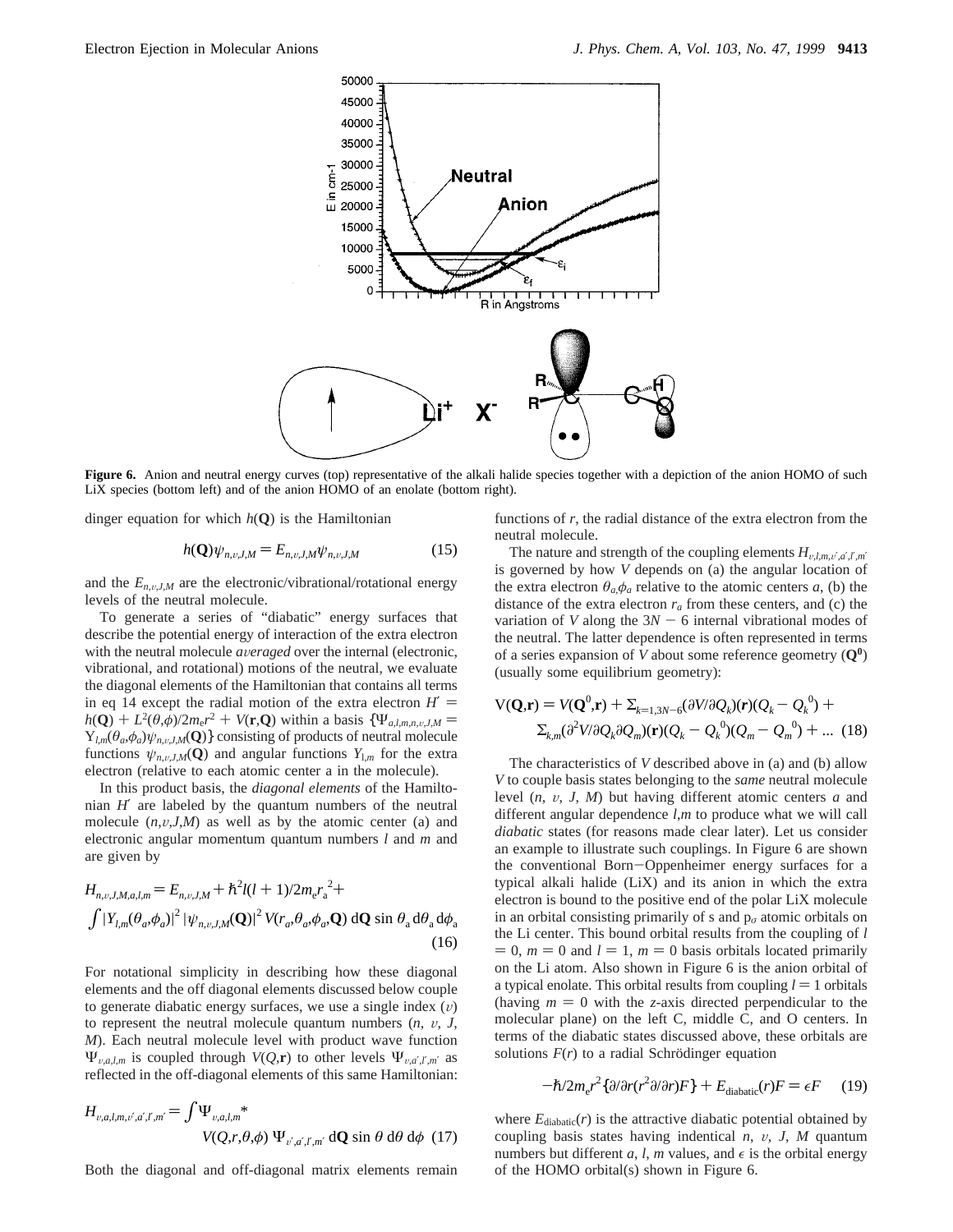**Figure 6.** Anion and neutral energy curves (top) representative of the alkali halide species together with a depiction of the anion HOMO of such LiX species (bottom left) and of the anion HOMO of an enolate (bottom right).

dinger equation for which $h(\mathbf{Q})$ is the Hamiltonian

$$h(\mathbf{Q})\psi_{n,\upsilon,J,M} = E_{n,\upsilon,J,M}\psi_{n,\upsilon,J,M} \tag{15}$$

and the $E_{n,\upsilon,J,M}$ are the electronic/vibrational/rotational energy levels of the neutral molecule.

To generate a series of "diabatic" energy surfaces that describe the potential energy of interaction of the extra electron with the neutral molecule *averaged* over the internal (electronic, vibrational, and rotational) motions of the neutral, we evaluate the diagonal elements of the Hamiltonian that contains all terms in eq 14 except the radial motion of the extra electron $H' = h(\mathbf{Q}) + L^2(\theta,\phi)/2m_e r^2 + V(\mathbf{r},\mathbf{Q})$ within a basis $\{\Psi_{a,l,m,n,\upsilon,J,M} = Y_{l,m}(\theta_a,\phi_a)\psi_{n,\upsilon,J,M}(\mathbf{Q})\}$ consisting of products of neutral molecule functions $\psi_{n,\upsilon,J,M}(\mathbf{Q})$ and angular functions $Y_{l,m}$ for the extra electron (relative to each atomic center a in the molecule).

In this product basis, the *diagonal elements* of the Hamiltonian $H'$ are labeled by the quantum numbers of the neutral molecule $(n,\upsilon,J,M)$ as well as by the atomic center (a) and electronic angular momentum quantum numbers $l$ and $m$ and are given by

$$H_{n,\upsilon,J,M,a,l,m} = E_{n,\upsilon,J,M} + \hbar^2 l(l+1)/2m_e r_a^{\,2} + \int |Y_{l,m}(\theta_a,\phi_a)|^2\, |\psi_{n,\upsilon,J,M}(\mathbf{Q})|^2\, V(r_a,\theta_a,\phi_a,\mathbf{Q})\, \mathrm{d}\mathbf{Q}\, \sin\theta_a\, \mathrm{d}\theta_a\, \mathrm{d}\phi_a \tag{16}$$

For notational simplicity in describing how these diagonal elements and the off diagonal elements discussed below couple to generate diabatic energy surfaces, we use a single index ($\upsilon$) to represent the neutral molecule quantum numbers ($n$, $\upsilon$, $J$, $M$). Each neutral molecule level with product wave function $\Psi_{\upsilon,a,l,m}$ is coupled through $V(Q,\mathbf{r})$ to other levels $\Psi_{\upsilon,a',l',m'}$ as reflected in the off-diagonal elements of this same Hamiltonian:

$$H_{\upsilon,a,l,m,\upsilon',a',l',m'} = \int \Psi_{\upsilon,a,l,m}{}^{*}\, V(Q,r,\theta,\phi)\, \Psi_{\upsilon',a',l',m'}\, \mathrm{d}\mathbf{Q}\, \sin\theta\, \mathrm{d}\theta\, \mathrm{d}\phi \tag{17}$$

Both the diagonal and off-diagonal matrix elements remain functions of $r$, the radial distance of the extra electron from the neutral molecule.

The nature and strength of the coupling elements $H_{\upsilon,l,m,\upsilon',a',l',m'}$ is governed by how $V$ depends on (a) the angular location of the extra electron $\theta_a,\phi_a$ relative to the atomic centers $a$, (b) the distance of the extra electron $r_a$ from these centers, and (c) the variation of $V$ along the $3N - 6$ internal vibrational modes of the neutral. The latter dependence is often represented in terms of a series expansion of $V$ about some reference geometry ($\mathbf{Q}^0$) (usually some equilibrium geometry):

$$\mathrm{V}(\mathbf{Q},\mathbf{r}) = V(\mathbf{Q}^0,\mathbf{r}) + \Sigma_{k=1,3N-6}(\partial V/\partial Q_k)(\mathbf{r})(Q_k - Q_k^{\,0}) + \Sigma_{k,m}(\partial^2 V/\partial Q_k \partial Q_m)(\mathbf{r})(Q_k - Q_k^{\,0})(Q_m - Q_m^{\,0}) + \ldots \tag{18}$$

The characteristics of $V$ described above in (a) and (b) allow $V$ to couple basis states belonging to the *same* neutral molecule level ($n$, $\upsilon$, $J$, $M$) but having different atomic centers $a$ and different angular dependence $l,m$ to produce what we will call *diabatic* states (for reasons made clear later). Let us consider an example to illustrate such couplings. In Figure 6 are shown the conventional Born–Oppenheimer energy surfaces for a typical alkali halide (LiX) and its anion in which the extra electron is bound to the positive end of the polar LiX molecule in an orbital consisting primarily of s and $p_\sigma$ atomic orbitals on the Li center. This bound orbital results from the coupling of $l = 0$, $m = 0$ and $l = 1$, $m = 0$ basis orbitals located primarily on the Li atom. Also shown in Figure 6 is the anion orbital of a typical enolate. This orbital results from coupling $l = 1$ orbitals (having $m = 0$ with the $z$-axis directed perpendicular to the molecular plane) on the left C, middle C, and O centers. In terms of the diabatic states discussed above, these orbitals are solutions $F(r)$ to a radial Schrödinger equation

$$-\hbar/2m_e r^2\{\partial/\partial r(r^2\partial/\partial r)F\} + E_{\text{diabatic}}(r)F = \epsilon F \tag{19}$$

where $E_{\text{diabatic}}(r)$ is the attractive diabatic potential obtained by coupling basis states having indentical $n$, $\upsilon$, $J$, $M$ quantum numbers but different $a$, $l$, $m$ values, and $\epsilon$ is the orbital energy of the HOMO orbital(s) shown in Figure 6.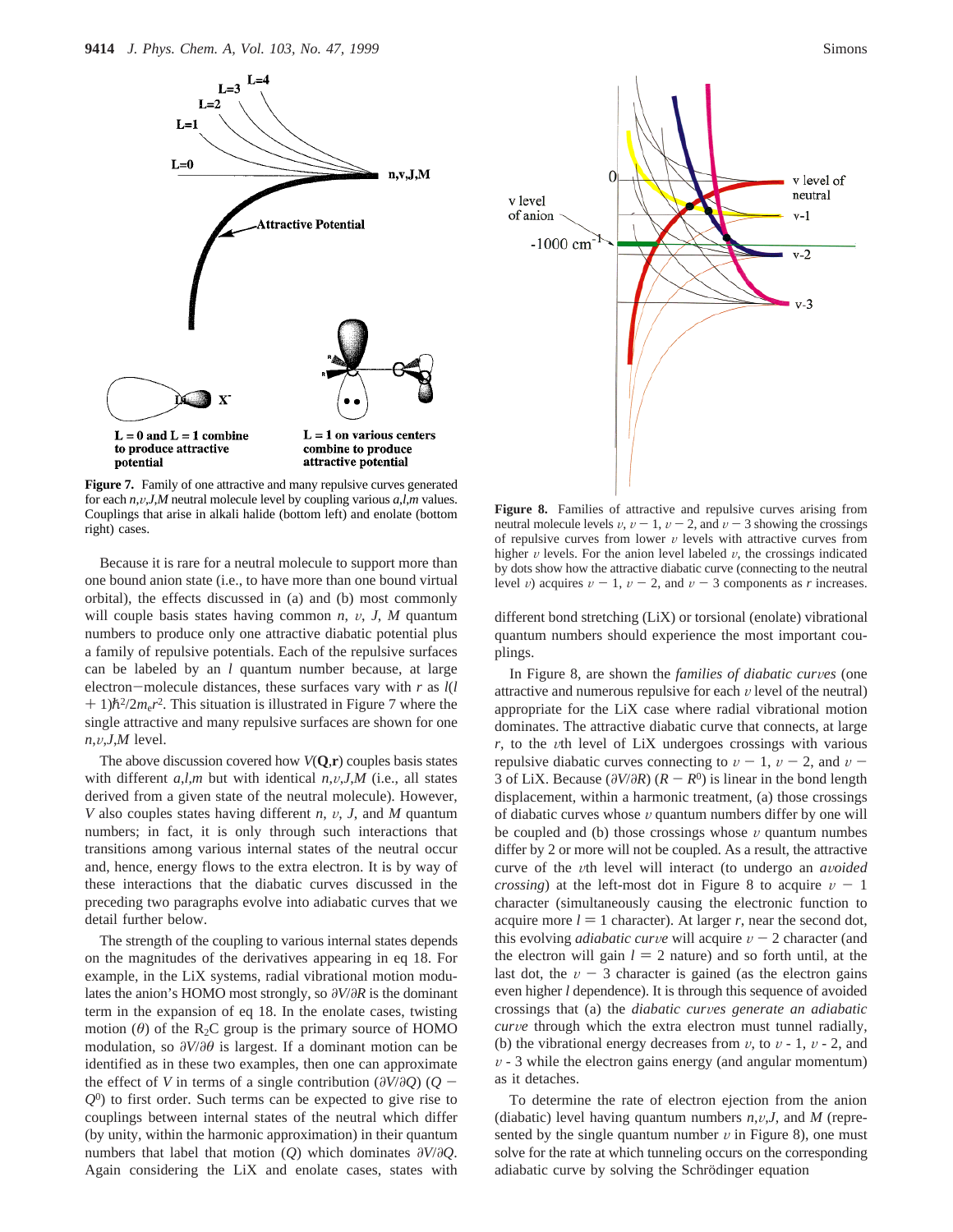**Figure 7.** Family of one attractive and many repulsive curves generated for each $n,v,J,M$ neutral molecule level by coupling various $a,l,m$ values. Couplings that arise in alkali halide (bottom left) and enolate (bottom right) cases.

Because it is rare for a neutral molecule to support more than one bound anion state (i.e., to have more than one bound virtual orbital), the effects discussed in (a) and (b) most commonly will couple basis states having common $n$, $v$, $J$, $M$ quantum numbers to produce only one attractive diabatic potential plus a family of repulsive potentials. Each of the repulsive surfaces can be labeled by an $l$ quantum number because, at large electron–molecule distances, these surfaces vary with $r$ as $l(l + 1)\hbar^2/2m_er^2$. This situation is illustrated in Figure 7 where the single attractive and many repulsive surfaces are shown for one $n,v,J,M$ level.

The above discussion covered how $V(\mathbf{Q},\mathbf{r})$ couples basis states with different $a,l,m$ but with identical $n,v,J,M$ (i.e., all states derived from a given state of the neutral molecule). However, $V$ also couples states having different $n$, $v$, $J$, and $M$ quantum numbers; in fact, it is only through such interactions that transitions among various internal states of the neutral occur and, hence, energy flows to the extra electron. It is by way of these interactions that the diabatic curves discussed in the preceding two paragraphs evolve into adiabatic curves that we detail further below.

The strength of the coupling to various internal states depends on the magnitudes of the derivatives appearing in eq 18. For example, in the LiX systems, radial vibrational motion modulates the anion's HOMO most strongly, so $\partial V/\partial R$ is the dominant term in the expansion of eq 18. In the enolate cases, twisting motion ($\theta$) of the $R_2C$ group is the primary source of HOMO modulation, so $\partial V/\partial \theta$ is largest. If a dominant motion can be identified as in these two examples, then one can approximate the effect of $V$ in terms of a single contribution $(\partial V/\partial Q)(Q - Q^0)$ to first order. Such terms can be expected to give rise to couplings between internal states of the neutral which differ (by unity, within the harmonic approximation) in their quantum numbers that label that motion ($Q$) which dominates $\partial V/\partial Q$. Again considering the LiX and enolate cases, states with different bond stretching (LiX) or torsional (enolate) vibrational quantum numbers should experience the most important couplings.

**Figure 8.** Families of attractive and repulsive curves arising from neutral molecule levels $v$, $v - 1$, $v - 2$, and $v - 3$ showing the crossings of repulsive curves from lower $v$ levels with attractive curves from higher $v$ levels. For the anion level labeled $v$, the crossings indicated by dots show how the attractive diabatic curve (connecting to the neutral level $v$) acquires $v - 1$, $v - 2$, and $v - 3$ components as $r$ increases.

In Figure 8, are shown the *families of diabatic curves* (one attractive and numerous repulsive for each $v$ level of the neutral) appropriate for the LiX case where radial vibrational motion dominates. The attractive diabatic curve that connects, at large $r$, to the $v$th level of LiX undergoes crossings with various repulsive diabatic curves connecting to $v - 1$, $v - 2$, and $v - 3$ of LiX. Because $(\partial V/\partial R)(R - R^0)$ is linear in the bond length displacement, within a harmonic treatment, (a) those crossings of diabatic curves whose $v$ quantum numbers differ by one will be coupled and (b) those crossings whose $v$ quantum numbes differ by 2 or more will not be coupled. As a result, the attractive curve of the $v$th level will interact (to undergo an *avoided crossing*) at the left-most dot in Figure 8 to acquire $v - 1$ character (simultaneously causing the electronic function to acquire more $l = 1$ character). At larger $r$, near the second dot, this evolving *adiabatic curve* will acquire $v - 2$ character (and the electron will gain $l = 2$ nature) and so forth until, at the last dot, the $v - 3$ character is gained (as the electron gains even higher $l$ dependence). It is through this sequence of avoided crossings that (a) the *diabatic curves generate an adiabatic curve* through which the extra electron must tunnel radially, (b) the vibrational energy decreases from $v$, to $v$ - 1, $v$ - 2, and $v$ - 3 while the electron gains energy (and angular momentum) as it detaches.

To determine the rate of electron ejection from the anion (diabatic) level having quantum numbers $n,v,J$, and $M$ (represented by the single quantum number $v$ in Figure 8), one must solve for the rate at which tunneling occurs on the corresponding adiabatic curve by solving the Schrödinger equation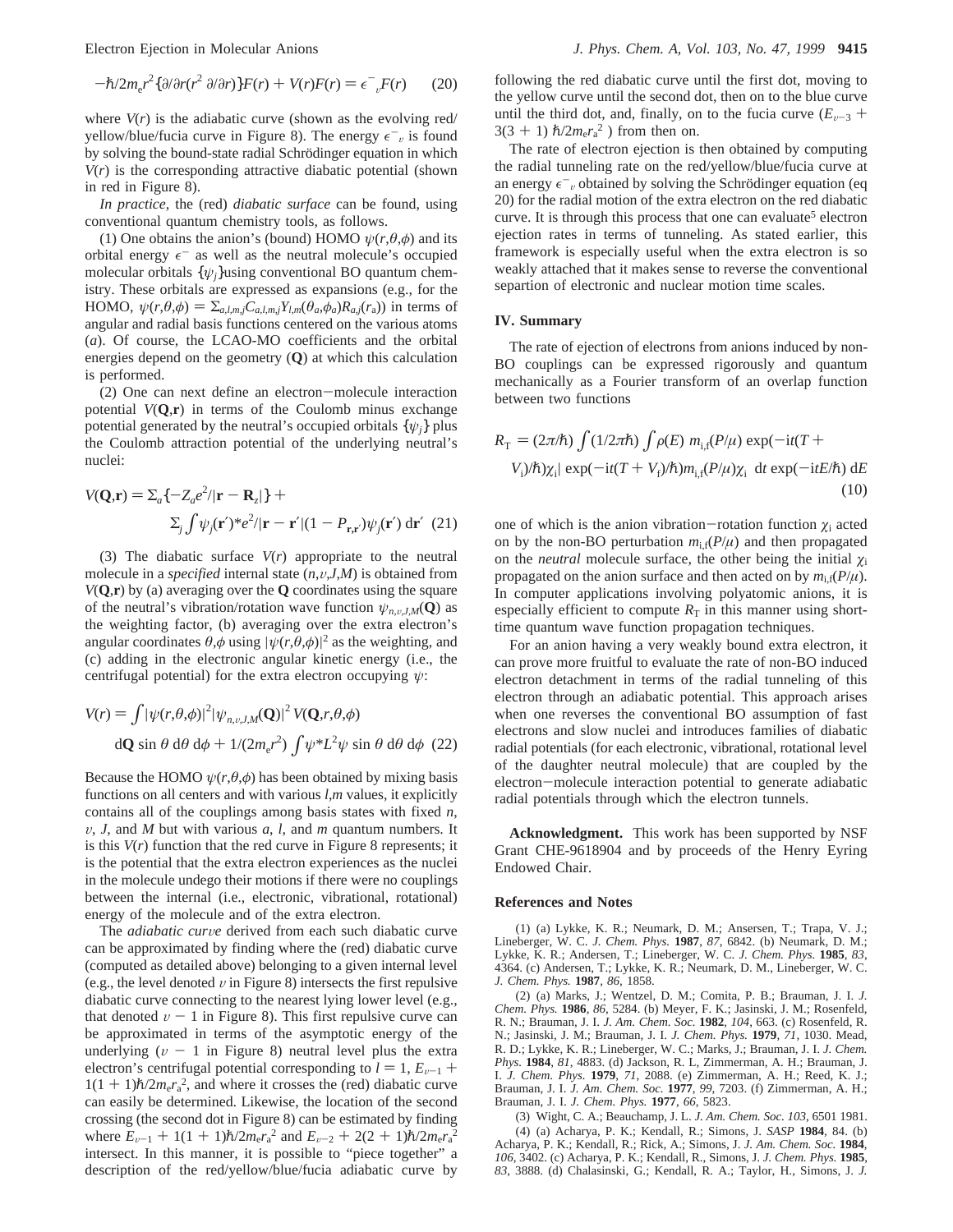$$-\hbar/2m_e r^2\{\partial/\partial r(r^2\,\partial/\partial r)\}F(r) + V(r)F(r) = \epsilon^-_{\,v}F(r) \qquad (20)$$

where $V(r)$ is the adiabatic curve (shown as the evolving red/yellow/blue/fucia curve in Figure 8). The energy $\epsilon^-_{\,v}$ is found by solving the bound-state radial Schrödinger equation in which $V(r)$ is the corresponding attractive diabatic potential (shown in red in Figure 8).

*In practice*, the (red) *diabatic surface* can be found, using conventional quantum chemistry tools, as follows.

(1) One obtains the anion's (bound) HOMO $\psi(r,\theta,\phi)$ and its orbital energy $\epsilon^-$ as well as the neutral molecule's occupied molecular orbitals $\{\psi_j\}$using conventional BO quantum chemistry. These orbitals are expressed as expansions (e.g., for the HOMO, $\psi(r,\theta,\phi) = \Sigma_{a,l,m,j}C_{a,l,m,j}Y_{l,m}(\theta_a,\phi_a)R_{a,j}(r_a)$) in terms of angular and radial basis functions centered on the various atoms ($a$). Of course, the LCAO-MO coefficients and the orbital energies depend on the geometry ($\mathbf{Q}$) at which this calculation is performed.

(2) One can next define an electron–molecule interaction potential $V(\mathbf{Q},\mathbf{r})$ in terms of the Coulomb minus exchange potential generated by the neutral's occupied orbitals $\{\psi_j\}$ plus the Coulomb attraction potential of the underlying neutral's nuclei:

$$V(\mathbf{Q},\mathbf{r}) = \Sigma_a\{-Z_a e^2/|\mathbf{r} - \mathbf{R}_z|\} + \Sigma_j \int \psi_j(\mathbf{r}')^* e^2/|\mathbf{r} - \mathbf{r}'|(1 - P_{\mathbf{r},\mathbf{r}'})\psi_j(\mathbf{r}')\,\mathrm{d}\mathbf{r}' \quad (21)$$

(3) The diabatic surface $V(r)$ appropriate to the neutral molecule in a *specified* internal state $(n,v,J,M)$ is obtained from $V(\mathbf{Q},\mathbf{r})$ by (a) averaging over the $\mathbf{Q}$ coordinates using the square of the neutral's vibration/rotation wave function $\psi_{n,v,J,M}(\mathbf{Q})$ as the weighting factor, (b) averaging over the extra electron's angular coordinates $\theta,\phi$ using $|\psi(r,\theta,\phi)|^2$ as the weighting, and (c) adding in the electronic angular kinetic energy (i.e., the centrifugal potential) for the extra electron occupying $\psi$:

$$V(r) = \int |\psi(r,\theta,\phi)|^2 |\psi_{n,v,J,M}(\mathbf{Q})|^2\, V(\mathbf{Q},r,\theta,\phi)\, \mathrm{d}\mathbf{Q}\,\sin\theta\,\mathrm{d}\theta\,\mathrm{d}\phi + 1/(2m_e r^2)\int \psi^* L^2\psi\,\sin\theta\,\mathrm{d}\theta\,\mathrm{d}\phi \quad (22)$$

Because the HOMO $\psi(r,\theta,\phi)$ has been obtained by mixing basis functions on all centers and with various $l,m$ values, it explicitly contains all of the couplings among basis states with fixed $n$, $v$, $J$, and $M$ but with various $a$, $l$, and $m$ quantum numbers. It is this $V(r)$ function that the red curve in Figure 8 represents; it is the potential that the extra electron experiences as the nuclei in the molecule undego their motions if there were no couplings between the internal (i.e., electronic, vibrational, rotational) energy of the molecule and of the extra electron.

The *adiabatic curve* derived from each such diabatic curve can be approximated by finding where the (red) diabatic curve (computed as detailed above) belonging to a given internal level (e.g., the level denoted $v$ in Figure 8) intersects the first repulsive diabatic curve connecting to the nearest lying lower level (e.g., that denoted $v - 1$ in Figure 8). This first repulsive curve can be approximated in terms of the asymptotic energy of the underlying ($v - 1$ in Figure 8) neutral level plus the extra electron's centrifugal potential corresponding to $l = 1$, $E_{v-1} + 1(1 + 1)\hbar/2m_e r_a^2$, and where it crosses the (red) diabatic curve can easily be determined. Likewise, the location of the second crossing (the second dot in Figure 8) can be estimated by finding where $E_{v-1} + 1(1 + 1)\hbar/2m_e r_a^2$ and $E_{v-2} + 2(2 + 1)\hbar/2m_e r_a^2$ intersect. In this manner, it is possible to "piece together" a description of the red/yellow/blue/fucia adiabatic curve by following the red diabatic curve until the first dot, moving to the yellow curve until the second dot, then on to the blue curve until the third dot, and, finally, on to the fucia curve ($E_{v-3} + 3(3 + 1)\,\hbar/2m_e r_a^2$ ) from then on.

The rate of electron ejection is then obtained by computing the radial tunneling rate on the red/yellow/blue/fucia curve at an energy $\epsilon^-_{\,v}$ obtained by solving the Schrödinger equation (eq 20) for the radial motion of the extra electron on the red diabatic curve. It is through this process that one can evaluate[5] electron ejection rates in terms of tunneling. As stated earlier, this framework is especially useful when the extra electron is so weakly attached that it makes sense to reverse the conventional separtion of electronic and nuclear motion time scales.

## IV. Summary

The rate of ejection of electrons from anions induced by non-BO couplings can be expressed rigorously and quantum mechanically as a Fourier transform of an overlap function between two functions

$$R_T = (2\pi/\hbar)\int(1/2\pi\hbar)\int \rho(E)\, m_{i,f}(P/\mu)\exp(-\mathrm{i}t(T + V_i)/\hbar)\chi_i|\exp(-\mathrm{i}t(T + V_f)/\hbar)m_{i,f}(P/\mu)\chi_i\;\mathrm{d}t\,\exp(-\mathrm{i}tE/\hbar)\,\mathrm{d}E \quad (10)$$

one of which is the anion vibration–rotation function $\chi_i$ acted on by the non-BO perturbation $m_{i,f}(P/\mu)$ and then propagated on the *neutral* molecule surface, the other being the initial $\chi_i$ propagated on the anion surface and then acted on by $m_{i,f}(P/\mu)$. In computer applications involving polyatomic anions, it is especially efficient to compute $R_T$ in this manner using short-time quantum wave function propagation techniques.

For an anion having a very weakly bound extra electron, it can prove more fruitful to evaluate the rate of non-BO induced electron detachment in terms of the radial tunneling of this electron through an adiabatic potential. This approach arises when one reverses the conventional BO assumption of fast electrons and slow nuclei and introduces families of diabatic radial potentials (for each electronic, vibrational, rotational level of the daughter neutral molecule) that are coupled by the electron–molecule interaction potential to generate adiabatic radial potentials through which the electron tunnels.

**Acknowledgment.** This work has been supported by NSF Grant CHE-9618904 and by proceeds of the Henry Eyring Endowed Chair.

## References and Notes

(1) (a) Lykke, K. R.; Neumark, D. M.; Ansersen, T.; Trapa, V. J.; Lineberger, W. C. *J. Chem. Phys.* **1987**, *87*, 6842. (b) Neumark, D. M.; Lykke, K. R.; Andersen, T.; Lineberger, W. C. *J. Chem. Phys.* **1985**, *83*, 4364. (c) Andersen, T.; Lykke, K. R.; Neumark, D. M., Lineberger, W. C. *J. Chem. Phys.* **1987**, *86*, 1858.

(2) (a) Marks, J.; Wentzel, D. M.; Comita, P. B.; Brauman, J. I. *J. Chem. Phys.* **1986**, *86*, 5284. (b) Meyer, F. K.; Jasinski, J. M.; Rosenfeld, R. N.; Brauman, J. I. *J. Am. Chem. Soc.* **1982**, *104*, 663. (c) Rosenfeld, R. N.; Jasinski, J. M.; Brauman, J. I. *J. Chem. Phys.* **1979**, *71*, 1030. Mead, R. D.; Lykke, K. R.; Lineberger, W. C.; Marks, J.; Brauman, J. I. *J. Chem. Phys.* **1984**, *81*, 4883. (d) Jackson, R. L, Zimmerman, A. H.; Brauman, J. I. *J. Chem. Phys.* **1979**, *71*, 2088. (e) Zimmerman, A. H.; Reed, K. J.; Brauman, J. I. *J. Am. Chem. Soc.* **1977**, *99*, 7203. (f) Zimmerman, A. H.; Brauman, J. I. *J. Chem. Phys.* **1977**, *66*, 5823.

(3) Wight, C. A.; Beauchamp, J. L. *J. Am. Chem. Soc. 103*, 6501 1981.

(4) (a) Acharya, P. K.; Kendall, R.; Simons, J. *SASP* **1984**, 84. (b) Acharya, P. K.; Kendall, R.; Rick, A.; Simons, J. *J. Am. Chem. Soc.* **1984**, *106*, 3402. (c) Acharya, P. K.; Kendall, R., Simons, J. *J. Chem. Phys.* **1985**, *83*, 3888. (d) Chalasinski, G.; Kendall, R. A.; Taylor, H., Simons, J. *J.*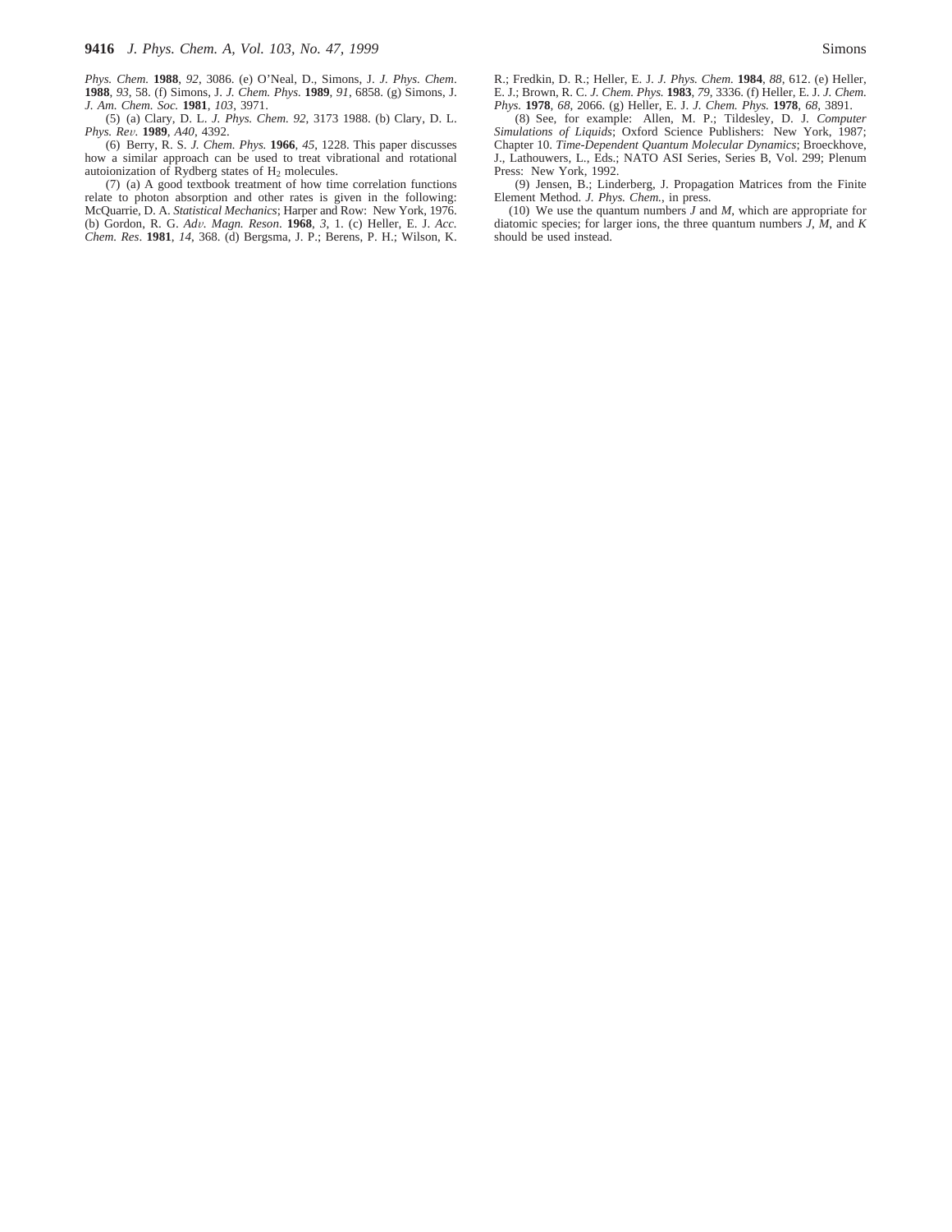*Phys. Chem.* **1988**, *92*, 3086. (e) O'Neal, D., Simons, J. *J. Phys. Chem*. **1988**, *93*, 58. (f) Simons, J. *J. Chem. Phys.* **1989**, *91*, 6858. (g) Simons, J. *J. Am. Chem. Soc.* **1981**, *103*, 3971.

(5) (a) Clary, D. L. *J. Phys. Chem. 92*, 3173 1988. (b) Clary, D. L. *Phys. Rev.* **1989**, *A40*, 4392.

(6) Berry, R. S. *J. Chem. Phys.* **1966**, *45*, 1228. This paper discusses how a similar approach can be used to treat vibrational and rotational autoionization of Rydberg states of $H_2$ molecules.

(7) (a) A good textbook treatment of how time correlation functions relate to photon absorption and other rates is given in the following: McQuarrie, D. A. *Statistical Mechanics*; Harper and Row: New York, 1976. (b) Gordon, R. G. *Adv. Magn. Reson.* **1968**, *3*, 1. (c) Heller, E. J. *Acc. Chem. Res*. **1981**, *14*, 368. (d) Bergsma, J. P.; Berens, P. H.; Wilson, K. R.; Fredkin, D. R.; Heller, E. J. *J. Phys. Chem.* **1984**, *88*, 612. (e) Heller, E. J.; Brown, R. C. *J. Chem. Phys.* **1983**, *79*, 3336. (f) Heller, E. J. *J. Chem. Phys.* **1978**, *68*, 2066. (g) Heller, E. J. *J. Chem. Phys.* **1978**, *68*, 3891.

(8) See, for example: Allen, M. P.; Tildesley, D. J. *Computer Simulations of Liquids*; Oxford Science Publishers: New York, 1987; Chapter 10. *Time-Dependent Quantum Molecular Dynamics*; Broeckhove, J., Lathouwers, L., Eds.; NATO ASI Series, Series B, Vol. 299; Plenum Press: New York, 1992.

(9) Jensen, B.; Linderberg, J. Propagation Matrices from the Finite Element Method. *J. Phys. Chem.*, in press.

(10) We use the quantum numbers $J$ and $M$, which are appropriate for diatomic species; for larger ions, the three quantum numbers $J$, $M$, and $K$ should be used instead.